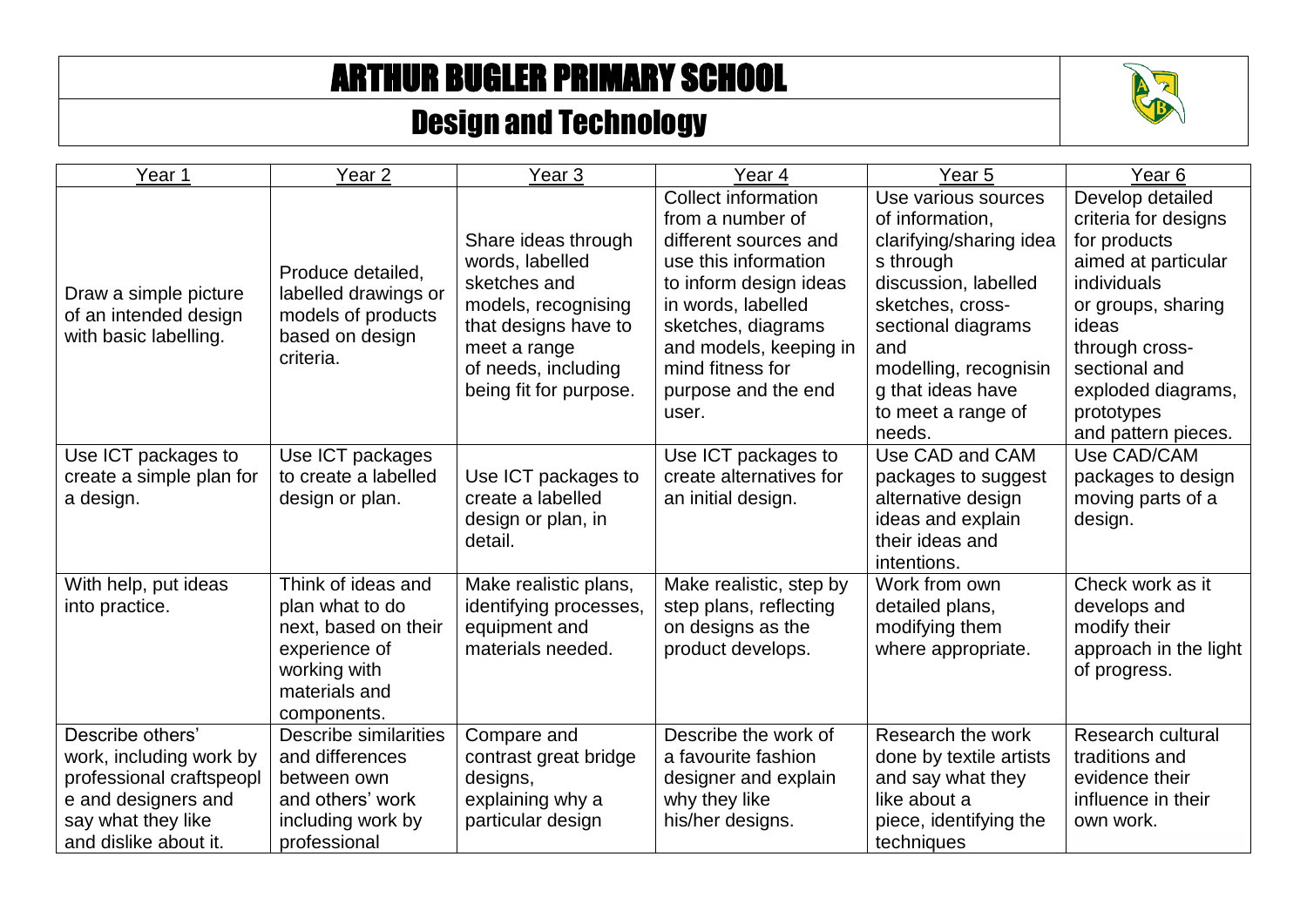# ARTHUR BUGLER PRIMARY SCHOOL

## Design and Technology

| Year 1 | Year 2 | Year 3 | Year 4 | Year 5 | Year 6 |
|---|---|---|---|---|---|
| Draw a simple picture of an intended design with basic labelling. | Produce detailed, labelled drawings or models of products based on design criteria. | Share ideas through words, labelled sketches and models, recognising that designs have to meet a range of needs, including being fit for purpose. | Collect information from a number of different sources and use this information to inform design ideas in words, labelled sketches, diagrams and models, keeping in mind fitness for purpose and the end user. | Use various sources of information, clarifying/sharing idea s through discussion, labelled sketches, cross-sectional diagrams and modelling, recognisin g that ideas have to meet a range of needs. | Develop detailed criteria for designs for products aimed at particular individuals or groups, sharing ideas through cross-sectional and exploded diagrams, prototypes and pattern pieces. |
| Use ICT packages to create a simple plan for a design. | Use ICT packages to create a labelled design or plan. | Use ICT packages to create a labelled design or plan, in detail. | Use ICT packages to create alternatives for an initial design. | Use CAD and CAM packages to suggest alternative design ideas and explain their ideas and intentions. | Use CAD/CAM packages to design moving parts of a design. |
| With help, put ideas into practice. | Think of ideas and plan what to do next, based on their experience of working with materials and components. | Make realistic plans, identifying processes, equipment and materials needed. | Make realistic, step by step plans, reflecting on designs as the product develops. | Work from own detailed plans, modifying them where appropriate. | Check work as it develops and modify their approach in the light of progress. |
| Describe others' work, including work by professional craftspeopl e and designers and say what they like and dislike about it. | Describe similarities and differences between own and others' work including work by professional | Compare and contrast great bridge designs, explaining why a particular design | Describe the work of a favourite fashion designer and explain why they like his/her designs. | Research the work done by textile artists and say what they like about a piece, identifying the techniques | Research cultural traditions and evidence their influence in their own work. |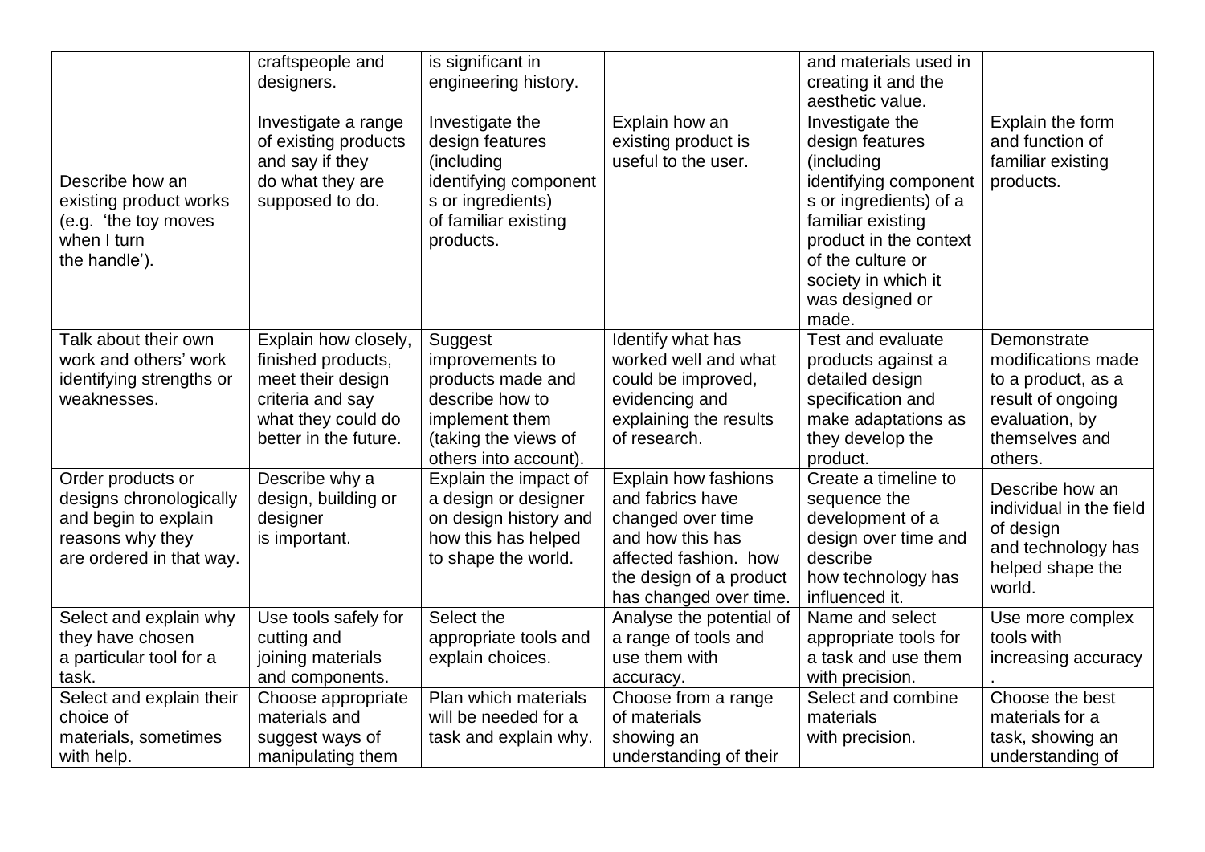| | | | | | |
|---|---|---|---|---|---|
| | craftspeople and designers. | is significant in engineering history. | | and materials used in creating it and the aesthetic value. | |
| Describe how an existing product works (e.g. 'the toy moves when I turn the handle'). | Investigate a range of existing products and say if they do what they are supposed to do. | Investigate the design features (including identifying component s or ingredients) of familiar existing products. | Explain how an existing product is useful to the user. | Investigate the design features (including identifying component s or ingredients) of a familiar existing product in the context of the culture or society in which it was designed or made. | Explain the form and function of familiar existing products. |
| Talk about their own work and others' work identifying strengths or weaknesses. | Explain how closely, finished products, meet their design criteria and say what they could do better in the future. | Suggest improvements to products made and describe how to implement them (taking the views of others into account). | Identify what has worked well and what could be improved, evidencing and explaining the results of research. | Test and evaluate products against a detailed design specification and make adaptations as they develop the product. | Demonstrate modifications made to a product, as a result of ongoing evaluation, by themselves and others. |
| Order products or designs chronologically and begin to explain reasons why they are ordered in that way. | Describe why a design, building or designer is important. | Explain the impact of a design or designer on design history and how this has helped to shape the world. | Explain how fashions and fabrics have changed over time and how this has affected fashion. how the design of a product has changed over time. | Create a timeline to sequence the development of a design over time and describe how technology has influenced it. | Describe how an individual in the field of design and technology has helped shape the world. |
| Select and explain why they have chosen a particular tool for a task. | Use tools safely for cutting and joining materials and components. | Select the appropriate tools and explain choices. | Analyse the potential of a range of tools and use them with accuracy. | Name and select appropriate tools for a task and use them with precision. | Use more complex tools with increasing accuracy . |
| Select and explain their choice of materials, sometimes with help. | Choose appropriate materials and suggest ways of manipulating them | Plan which materials will be needed for a task and explain why. | Choose from a range of materials showing an understanding of their | Select and combine materials with precision. | Choose the best materials for a task, showing an understanding of |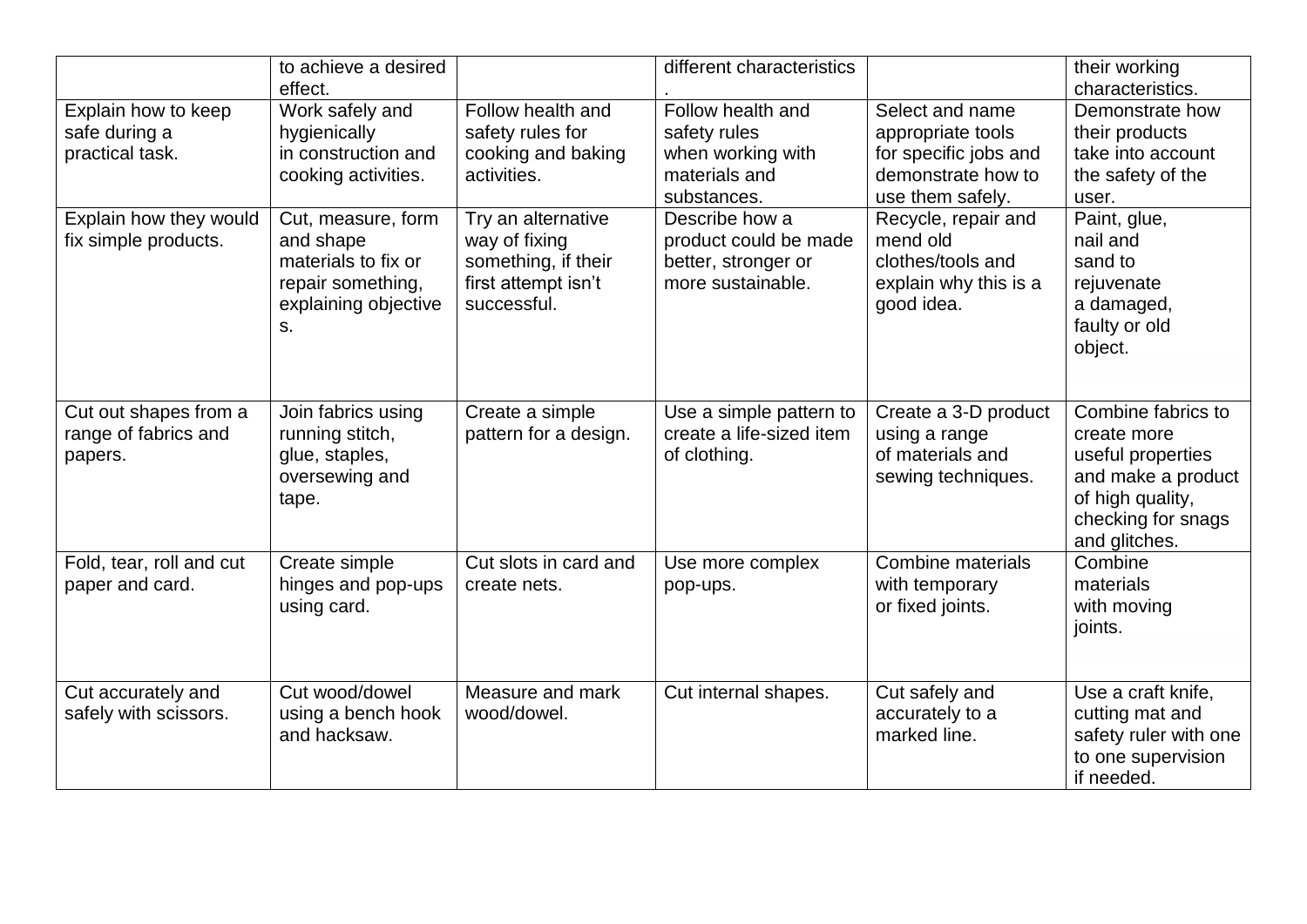| | to achieve a desired effect. | | different characteristics. | | their working characteristics. |
|---|---|---|---|---|---|
| Explain how to keep safe during a practical task. | Work safely and hygienically in construction and cooking activities. | Follow health and safety rules for cooking and baking activities. | Follow health and safety rules when working with materials and substances. | Select and name appropriate tools for specific jobs and demonstrate how to use them safely. | Demonstrate how their products take into account the safety of the user. |
| Explain how they would fix simple products. | Cut, measure, form and shape materials to fix or repair something, explaining objectives. | Try an alternative way of fixing something, if their first attempt isn't successful. | Describe how a product could be made better, stronger or more sustainable. | Recycle, repair and mend old clothes/tools and explain why this is a good idea. | Paint, glue, nail and sand to rejuvenate a damaged, faulty or old object. |
| Cut out shapes from a range of fabrics and papers. | Join fabrics using running stitch, glue, staples, oversewing and tape. | Create a simple pattern for a design. | Use a simple pattern to create a life-sized item of clothing. | Create a 3-D product using a range of materials and sewing techniques. | Combine fabrics to create more useful properties and make a product of high quality, checking for snags and glitches. |
| Fold, tear, roll and cut paper and card. | Create simple hinges and pop-ups using card. | Cut slots in card and create nets. | Use more complex pop-ups. | Combine materials with temporary or fixed joints. | Combine materials with moving joints. |
| Cut accurately and safely with scissors. | Cut wood/dowel using a bench hook and hacksaw. | Measure and mark wood/dowel. | Cut internal shapes. | Cut safely and accurately to a marked line. | Use a craft knife, cutting mat and safety ruler with one to one supervision if needed. |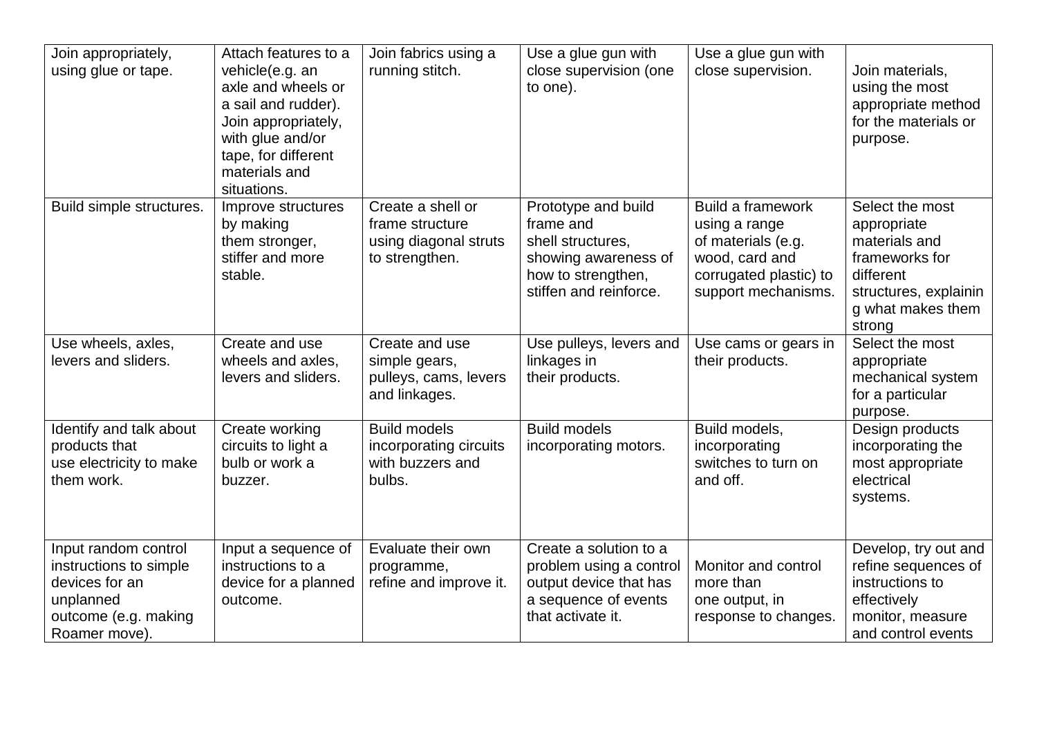| Join appropriately, using glue or tape. | Attach features to a vehicle(e.g. an axle and wheels or a sail and rudder). Join appropriately, with glue and/or tape, for different materials and situations. | Join fabrics using a running stitch. | Use a glue gun with close supervision (one to one). | Use a glue gun with close supervision. | Join materials, using the most appropriate method for the materials or purpose. |
|---|---|---|---|---|---|
| Build simple structures. | Improve structures by making them stronger, stiffer and more stable. | Create a shell or frame structure using diagonal struts to strengthen. | Prototype and build frame and shell structures, showing awareness of how to strengthen, stiffen and reinforce. | Build a framework using a range of materials (e.g. wood, card and corrugated plastic) to support mechanisms. | Select the most appropriate materials and frameworks for different structures, explaining what makes them strong |
| Use wheels, axles, levers and sliders. | Create and use wheels and axles, levers and sliders. | Create and use simple gears, pulleys, cams, levers and linkages. | Use pulleys, levers and linkages in their products. | Use cams or gears in their products. | Select the most appropriate mechanical system for a particular purpose. |
| Identify and talk about products that use electricity to make them work. | Create working circuits to light a bulb or work a buzzer. | Build models incorporating circuits with buzzers and bulbs. | Build models incorporating motors. | Build models, incorporating switches to turn on and off. | Design products incorporating the most appropriate electrical systems. |
| Input random control instructions to simple devices for an unplanned outcome (e.g. making Roamer move). | Input a sequence of instructions to a device for a planned outcome. | Evaluate their own programme, refine and improve it. | Create a solution to a problem using a control output device that has a sequence of events that activate it. | Monitor and control more than one output, in response to changes. | Develop, try out and refine sequences of instructions to effectively monitor, measure and control events |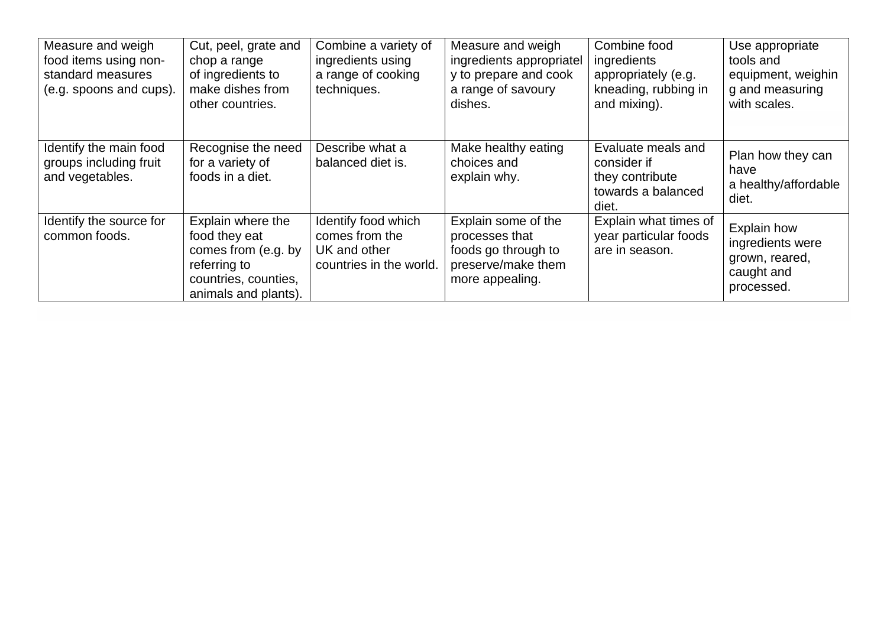| | | | | | |
|---|---|---|---|---|---|
| Measure and weigh food items using non-standard measures (e.g. spoons and cups). | Cut, peel, grate and chop a range of ingredients to make dishes from other countries. | Combine a variety of ingredients using a range of cooking techniques. | Measure and weigh ingredients appropriately to prepare and cook a range of savoury dishes. | Combine food ingredients appropriately (e.g. kneading, rubbing in and mixing). | Use appropriate tools and equipment, weighing and measuring with scales. |
| Identify the main food groups including fruit and vegetables. | Recognise the need for a variety of foods in a diet. | Describe what a balanced diet is. | Make healthy eating choices and explain why. | Evaluate meals and consider if they contribute towards a balanced diet. | Plan how they can have a healthy/affordable diet. |
| Identify the source for common foods. | Explain where the food they eat comes from (e.g. by referring to countries, counties, animals and plants). | Identify food which comes from the UK and other countries in the world. | Explain some of the processes that foods go through to preserve/make them more appealing. | Explain what times of year particular foods are in season. | Explain how ingredients were grown, reared, caught and processed. |